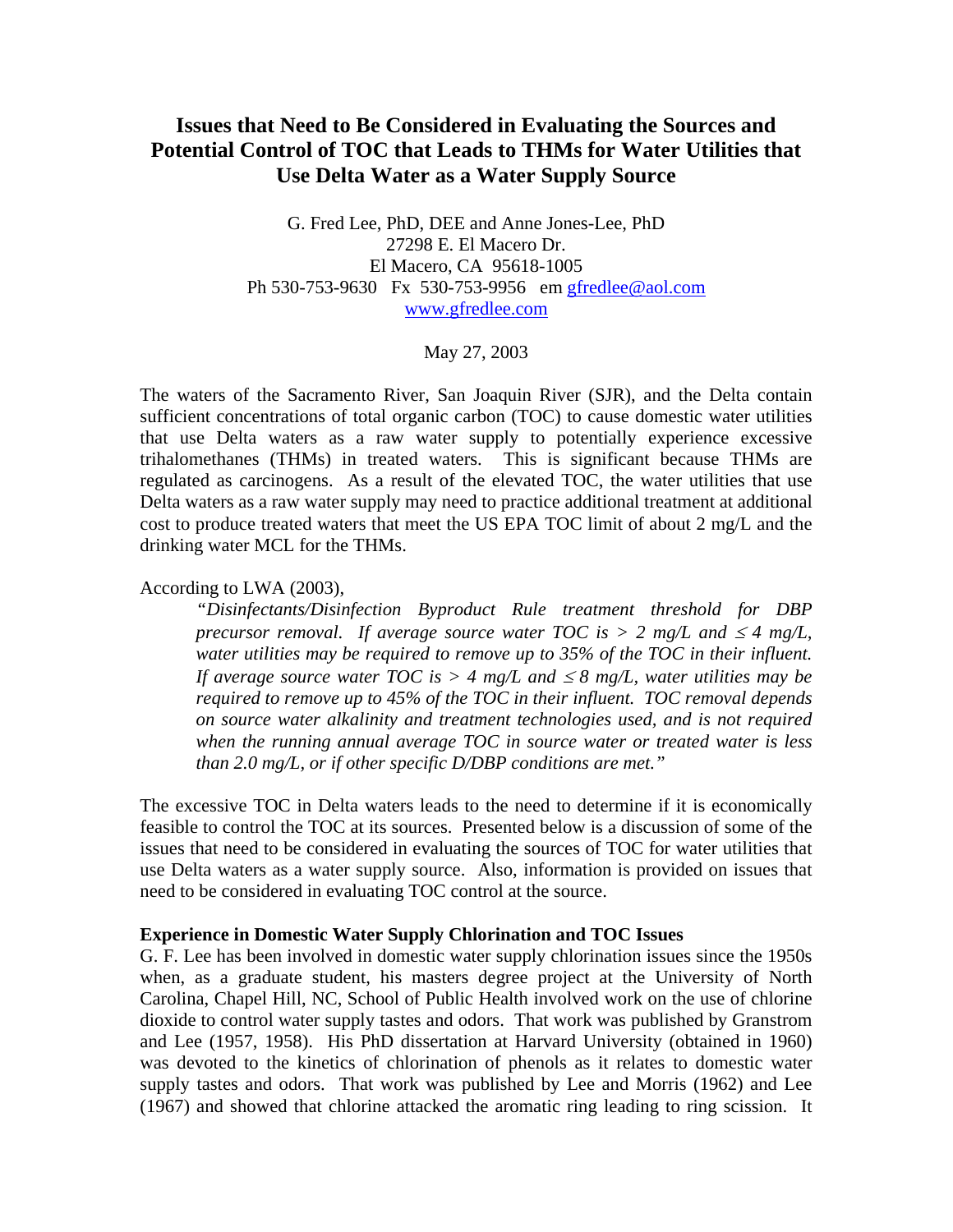# Issues that Need to Be Considered in Evaluating the Sources and Potential Control of TOC that Leads to THMs for Water Utilities that Use Delta Water as a Water Supply Source

G. Fred Lee, PhD, DEE and Anne Jones-Lee, PhD
27298 E. El Macero Dr.
El Macero, CA 95618-1005
Ph 530-753-9630 Fx 530-753-9956 em gfredlee@aol.com
www.gfredlee.com

May 27, 2003

The waters of the Sacramento River, San Joaquin River (SJR), and the Delta contain sufficient concentrations of total organic carbon (TOC) to cause domestic water utilities that use Delta waters as a raw water supply to potentially experience excessive trihalomethanes (THMs) in treated waters. This is significant because THMs are regulated as carcinogens. As a result of the elevated TOC, the water utilities that use Delta waters as a raw water supply may need to practice additional treatment at additional cost to produce treated waters that meet the US EPA TOC limit of about 2 mg/L and the drinking water MCL for the THMs.

According to LWA (2003),

> *"Disinfectants/Disinfection Byproduct Rule treatment threshold for DBP precursor removal. If average source water TOC is > 2 mg/L and ≤ 4 mg/L, water utilities may be required to remove up to 35% of the TOC in their influent. If average source water TOC is > 4 mg/L and ≤ 8 mg/L, water utilities may be required to remove up to 45% of the TOC in their influent. TOC removal depends on source water alkalinity and treatment technologies used, and is not required when the running annual average TOC in source water or treated water is less than 2.0 mg/L, or if other specific D/DBP conditions are met."*

The excessive TOC in Delta waters leads to the need to determine if it is economically feasible to control the TOC at its sources. Presented below is a discussion of some of the issues that need to be considered in evaluating the sources of TOC for water utilities that use Delta waters as a water supply source. Also, information is provided on issues that need to be considered in evaluating TOC control at the source.

**Experience in Domestic Water Supply Chlorination and TOC Issues**

G. F. Lee has been involved in domestic water supply chlorination issues since the 1950s when, as a graduate student, his masters degree project at the University of North Carolina, Chapel Hill, NC, School of Public Health involved work on the use of chlorine dioxide to control water supply tastes and odors. That work was published by Granstrom and Lee (1957, 1958). His PhD dissertation at Harvard University (obtained in 1960) was devoted to the kinetics of chlorination of phenols as it relates to domestic water supply tastes and odors. That work was published by Lee and Morris (1962) and Lee (1967) and showed that chlorine attacked the aromatic ring leading to ring scission. It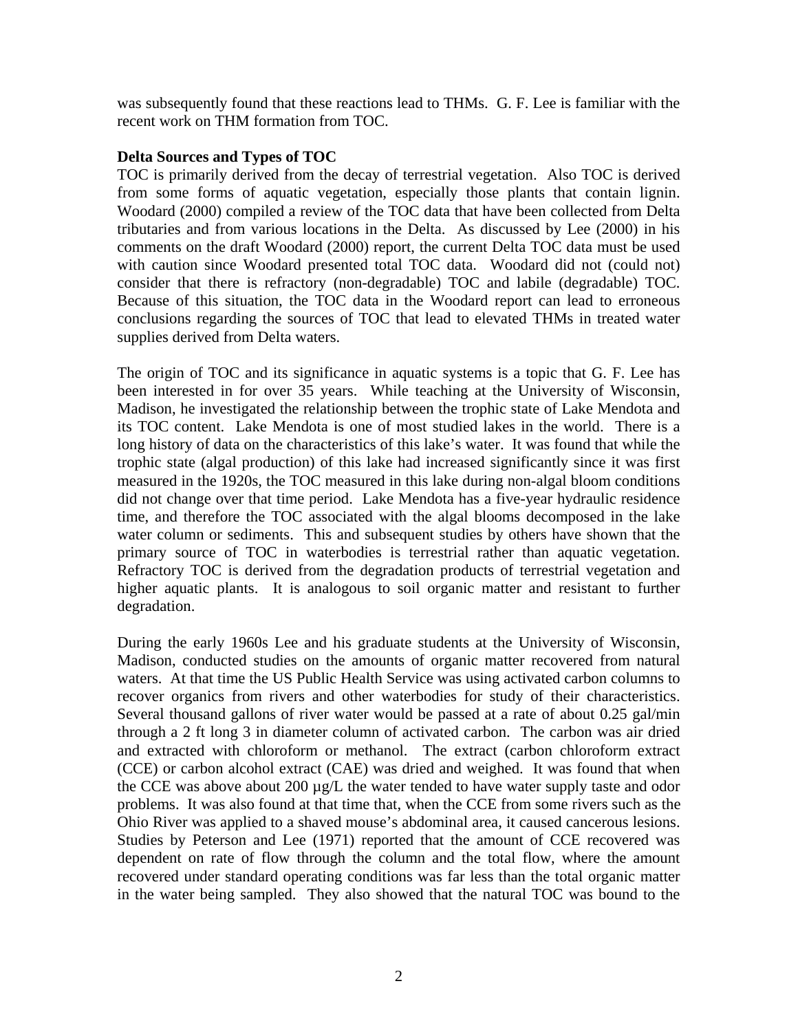was subsequently found that these reactions lead to THMs. G. F. Lee is familiar with the recent work on THM formation from TOC.

**Delta Sources and Types of TOC**

TOC is primarily derived from the decay of terrestrial vegetation. Also TOC is derived from some forms of aquatic vegetation, especially those plants that contain lignin. Woodard (2000) compiled a review of the TOC data that have been collected from Delta tributaries and from various locations in the Delta. As discussed by Lee (2000) in his comments on the draft Woodard (2000) report, the current Delta TOC data must be used with caution since Woodard presented total TOC data. Woodard did not (could not) consider that there is refractory (non-degradable) TOC and labile (degradable) TOC. Because of this situation, the TOC data in the Woodard report can lead to erroneous conclusions regarding the sources of TOC that lead to elevated THMs in treated water supplies derived from Delta waters.

The origin of TOC and its significance in aquatic systems is a topic that G. F. Lee has been interested in for over 35 years. While teaching at the University of Wisconsin, Madison, he investigated the relationship between the trophic state of Lake Mendota and its TOC content. Lake Mendota is one of most studied lakes in the world. There is a long history of data on the characteristics of this lake's water. It was found that while the trophic state (algal production) of this lake had increased significantly since it was first measured in the 1920s, the TOC measured in this lake during non-algal bloom conditions did not change over that time period. Lake Mendota has a five-year hydraulic residence time, and therefore the TOC associated with the algal blooms decomposed in the lake water column or sediments. This and subsequent studies by others have shown that the primary source of TOC in waterbodies is terrestrial rather than aquatic vegetation. Refractory TOC is derived from the degradation products of terrestrial vegetation and higher aquatic plants. It is analogous to soil organic matter and resistant to further degradation.

During the early 1960s Lee and his graduate students at the University of Wisconsin, Madison, conducted studies on the amounts of organic matter recovered from natural waters. At that time the US Public Health Service was using activated carbon columns to recover organics from rivers and other waterbodies for study of their characteristics. Several thousand gallons of river water would be passed at a rate of about 0.25 gal/min through a 2 ft long 3 in diameter column of activated carbon. The carbon was air dried and extracted with chloroform or methanol. The extract (carbon chloroform extract (CCE) or carbon alcohol extract (CAE) was dried and weighed. It was found that when the CCE was above about 200 µg/L the water tended to have water supply taste and odor problems. It was also found at that time that, when the CCE from some rivers such as the Ohio River was applied to a shaved mouse's abdominal area, it caused cancerous lesions. Studies by Peterson and Lee (1971) reported that the amount of CCE recovered was dependent on rate of flow through the column and the total flow, where the amount recovered under standard operating conditions was far less than the total organic matter in the water being sampled. They also showed that the natural TOC was bound to the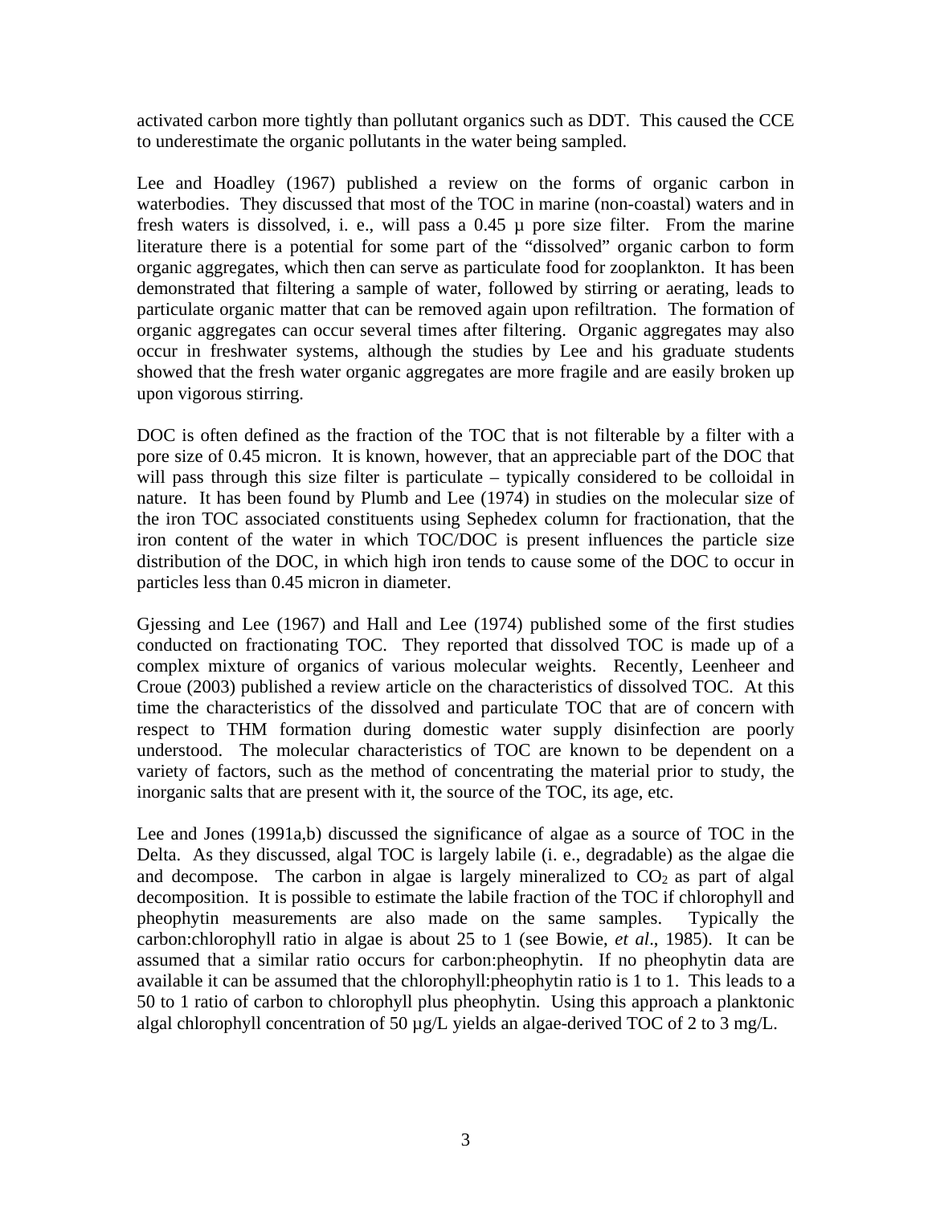activated carbon more tightly than pollutant organics such as DDT. This caused the CCE to underestimate the organic pollutants in the water being sampled.

Lee and Hoadley (1967) published a review on the forms of organic carbon in waterbodies. They discussed that most of the TOC in marine (non-coastal) waters and in fresh waters is dissolved, i. e., will pass a 0.45 µ pore size filter. From the marine literature there is a potential for some part of the "dissolved" organic carbon to form organic aggregates, which then can serve as particulate food for zooplankton. It has been demonstrated that filtering a sample of water, followed by stirring or aerating, leads to particulate organic matter that can be removed again upon refiltration. The formation of organic aggregates can occur several times after filtering. Organic aggregates may also occur in freshwater systems, although the studies by Lee and his graduate students showed that the fresh water organic aggregates are more fragile and are easily broken up upon vigorous stirring.

DOC is often defined as the fraction of the TOC that is not filterable by a filter with a pore size of 0.45 micron. It is known, however, that an appreciable part of the DOC that will pass through this size filter is particulate – typically considered to be colloidal in nature. It has been found by Plumb and Lee (1974) in studies on the molecular size of the iron TOC associated constituents using Sephedex column for fractionation, that the iron content of the water in which TOC/DOC is present influences the particle size distribution of the DOC, in which high iron tends to cause some of the DOC to occur in particles less than 0.45 micron in diameter.

Gjessing and Lee (1967) and Hall and Lee (1974) published some of the first studies conducted on fractionating TOC. They reported that dissolved TOC is made up of a complex mixture of organics of various molecular weights. Recently, Leenheer and Croue (2003) published a review article on the characteristics of dissolved TOC. At this time the characteristics of the dissolved and particulate TOC that are of concern with respect to THM formation during domestic water supply disinfection are poorly understood. The molecular characteristics of TOC are known to be dependent on a variety of factors, such as the method of concentrating the material prior to study, the inorganic salts that are present with it, the source of the TOC, its age, etc.

Lee and Jones (1991a,b) discussed the significance of algae as a source of TOC in the Delta. As they discussed, algal TOC is largely labile (i. e., degradable) as the algae die and decompose. The carbon in algae is largely mineralized to $CO_2$ as part of algal decomposition. It is possible to estimate the labile fraction of the TOC if chlorophyll and pheophytin measurements are also made on the same samples. Typically the carbon:chlorophyll ratio in algae is about 25 to 1 (see Bowie, *et al*., 1985). It can be assumed that a similar ratio occurs for carbon:pheophytin. If no pheophytin data are available it can be assumed that the chlorophyll:pheophytin ratio is 1 to 1. This leads to a 50 to 1 ratio of carbon to chlorophyll plus pheophytin. Using this approach a planktonic algal chlorophyll concentration of 50 µg/L yields an algae-derived TOC of 2 to 3 mg/L.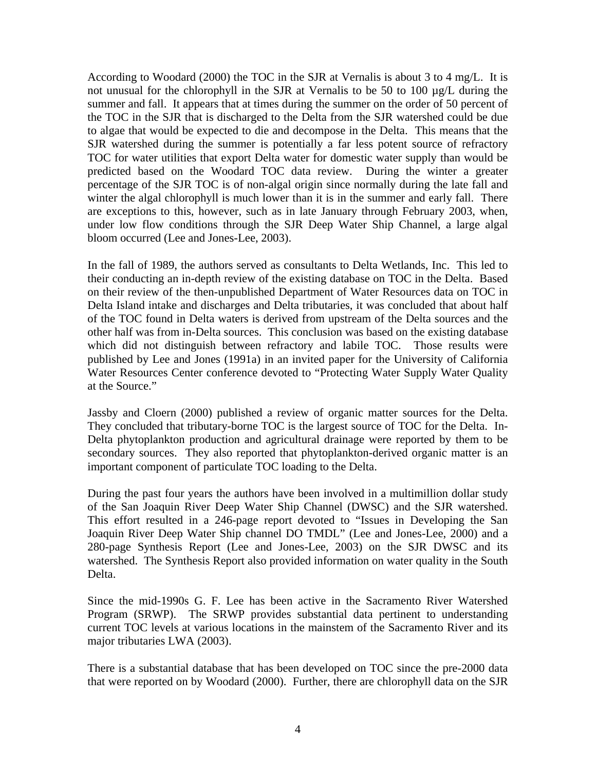According to Woodard (2000) the TOC in the SJR at Vernalis is about 3 to 4 mg/L. It is not unusual for the chlorophyll in the SJR at Vernalis to be 50 to 100 µg/L during the summer and fall. It appears that at times during the summer on the order of 50 percent of the TOC in the SJR that is discharged to the Delta from the SJR watershed could be due to algae that would be expected to die and decompose in the Delta. This means that the SJR watershed during the summer is potentially a far less potent source of refractory TOC for water utilities that export Delta water for domestic water supply than would be predicted based on the Woodard TOC data review. During the winter a greater percentage of the SJR TOC is of non-algal origin since normally during the late fall and winter the algal chlorophyll is much lower than it is in the summer and early fall. There are exceptions to this, however, such as in late January through February 2003, when, under low flow conditions through the SJR Deep Water Ship Channel, a large algal bloom occurred (Lee and Jones-Lee, 2003).

In the fall of 1989, the authors served as consultants to Delta Wetlands, Inc. This led to their conducting an in-depth review of the existing database on TOC in the Delta. Based on their review of the then-unpublished Department of Water Resources data on TOC in Delta Island intake and discharges and Delta tributaries, it was concluded that about half of the TOC found in Delta waters is derived from upstream of the Delta sources and the other half was from in-Delta sources. This conclusion was based on the existing database which did not distinguish between refractory and labile TOC. Those results were published by Lee and Jones (1991a) in an invited paper for the University of California Water Resources Center conference devoted to "Protecting Water Supply Water Quality at the Source."

Jassby and Cloern (2000) published a review of organic matter sources for the Delta. They concluded that tributary-borne TOC is the largest source of TOC for the Delta. In-Delta phytoplankton production and agricultural drainage were reported by them to be secondary sources. They also reported that phytoplankton-derived organic matter is an important component of particulate TOC loading to the Delta.

During the past four years the authors have been involved in a multimillion dollar study of the San Joaquin River Deep Water Ship Channel (DWSC) and the SJR watershed. This effort resulted in a 246-page report devoted to "Issues in Developing the San Joaquin River Deep Water Ship channel DO TMDL" (Lee and Jones-Lee, 2000) and a 280-page Synthesis Report (Lee and Jones-Lee, 2003) on the SJR DWSC and its watershed. The Synthesis Report also provided information on water quality in the South Delta.

Since the mid-1990s G. F. Lee has been active in the Sacramento River Watershed Program (SRWP). The SRWP provides substantial data pertinent to understanding current TOC levels at various locations in the mainstem of the Sacramento River and its major tributaries LWA (2003).

There is a substantial database that has been developed on TOC since the pre-2000 data that were reported on by Woodard (2000). Further, there are chlorophyll data on the SJR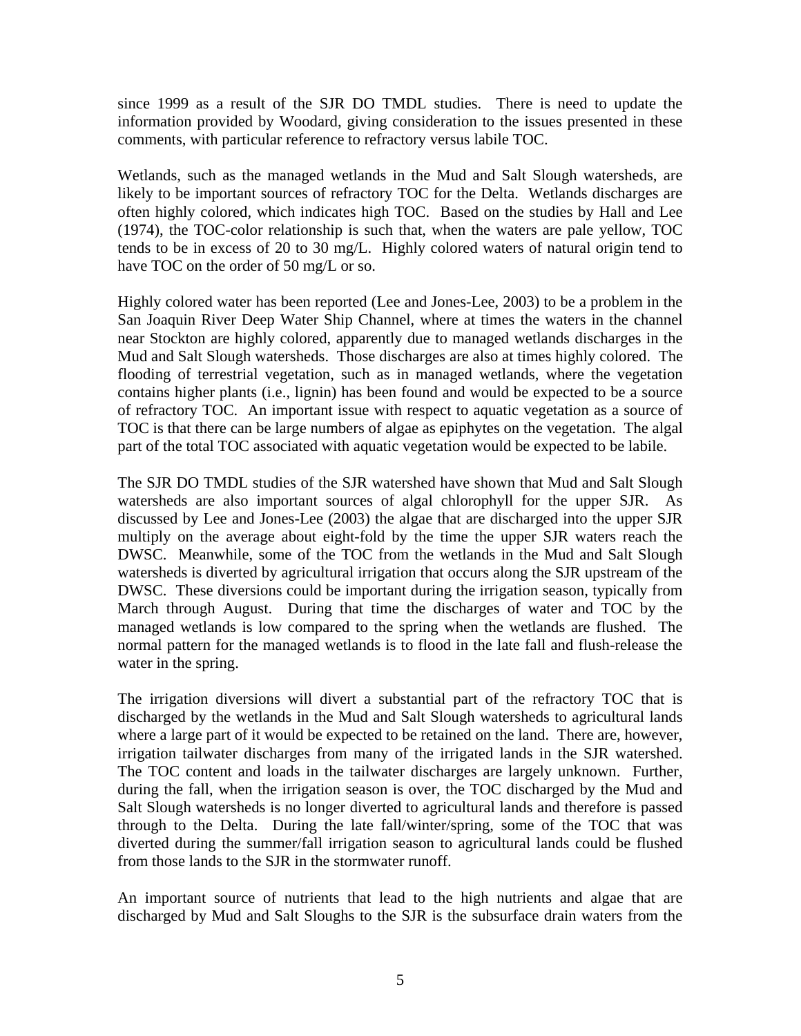since 1999 as a result of the SJR DO TMDL studies. There is need to update the information provided by Woodard, giving consideration to the issues presented in these comments, with particular reference to refractory versus labile TOC.

Wetlands, such as the managed wetlands in the Mud and Salt Slough watersheds, are likely to be important sources of refractory TOC for the Delta. Wetlands discharges are often highly colored, which indicates high TOC. Based on the studies by Hall and Lee (1974), the TOC-color relationship is such that, when the waters are pale yellow, TOC tends to be in excess of 20 to 30 mg/L. Highly colored waters of natural origin tend to have TOC on the order of 50 mg/L or so.

Highly colored water has been reported (Lee and Jones-Lee, 2003) to be a problem in the San Joaquin River Deep Water Ship Channel, where at times the waters in the channel near Stockton are highly colored, apparently due to managed wetlands discharges in the Mud and Salt Slough watersheds. Those discharges are also at times highly colored. The flooding of terrestrial vegetation, such as in managed wetlands, where the vegetation contains higher plants (i.e., lignin) has been found and would be expected to be a source of refractory TOC. An important issue with respect to aquatic vegetation as a source of TOC is that there can be large numbers of algae as epiphytes on the vegetation. The algal part of the total TOC associated with aquatic vegetation would be expected to be labile.

The SJR DO TMDL studies of the SJR watershed have shown that Mud and Salt Slough watersheds are also important sources of algal chlorophyll for the upper SJR. As discussed by Lee and Jones-Lee (2003) the algae that are discharged into the upper SJR multiply on the average about eight-fold by the time the upper SJR waters reach the DWSC. Meanwhile, some of the TOC from the wetlands in the Mud and Salt Slough watersheds is diverted by agricultural irrigation that occurs along the SJR upstream of the DWSC. These diversions could be important during the irrigation season, typically from March through August. During that time the discharges of water and TOC by the managed wetlands is low compared to the spring when the wetlands are flushed. The normal pattern for the managed wetlands is to flood in the late fall and flush-release the water in the spring.

The irrigation diversions will divert a substantial part of the refractory TOC that is discharged by the wetlands in the Mud and Salt Slough watersheds to agricultural lands where a large part of it would be expected to be retained on the land. There are, however, irrigation tailwater discharges from many of the irrigated lands in the SJR watershed. The TOC content and loads in the tailwater discharges are largely unknown. Further, during the fall, when the irrigation season is over, the TOC discharged by the Mud and Salt Slough watersheds is no longer diverted to agricultural lands and therefore is passed through to the Delta. During the late fall/winter/spring, some of the TOC that was diverted during the summer/fall irrigation season to agricultural lands could be flushed from those lands to the SJR in the stormwater runoff.

An important source of nutrients that lead to the high nutrients and algae that are discharged by Mud and Salt Sloughs to the SJR is the subsurface drain waters from the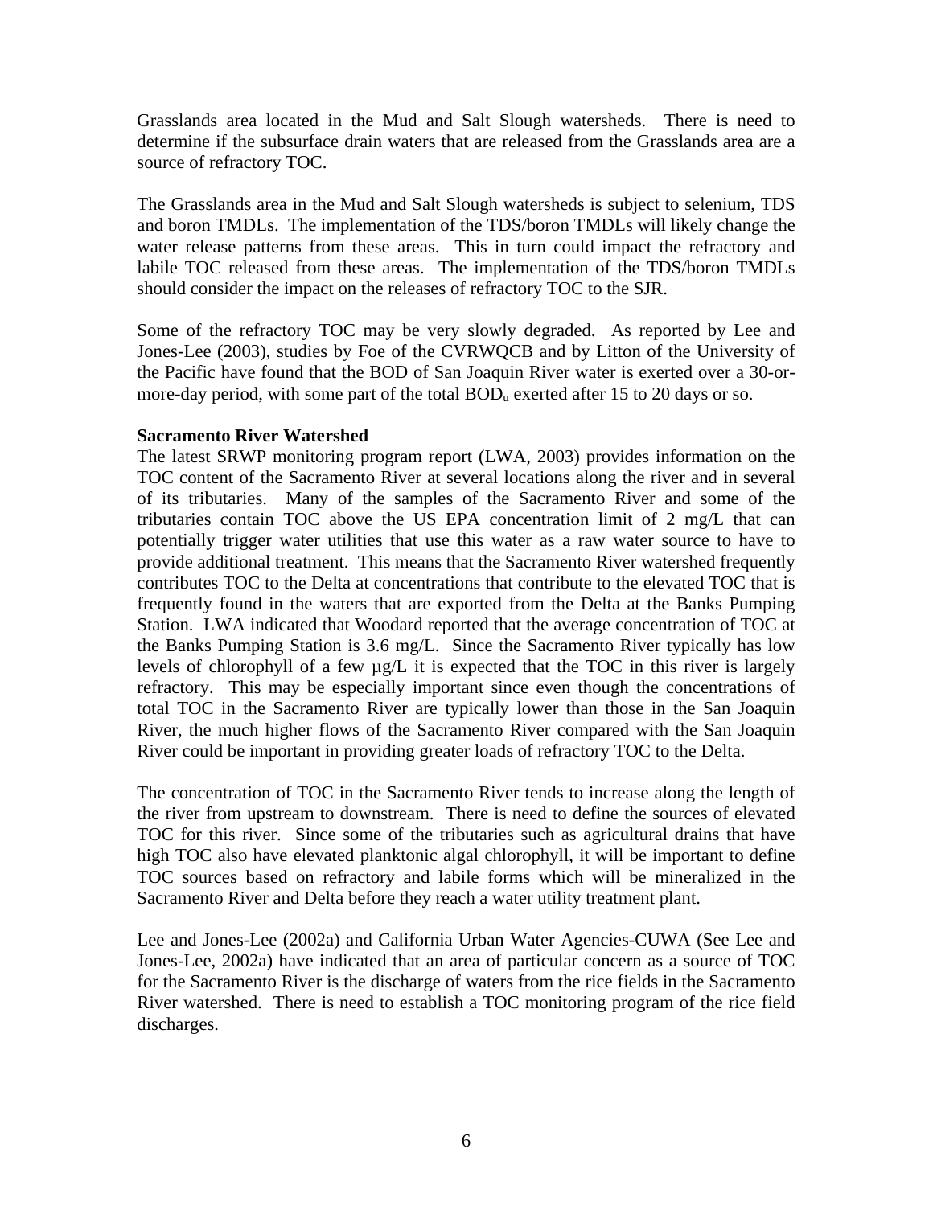Grasslands area located in the Mud and Salt Slough watersheds. There is need to determine if the subsurface drain waters that are released from the Grasslands area are a source of refractory TOC.

The Grasslands area in the Mud and Salt Slough watersheds is subject to selenium, TDS and boron TMDLs. The implementation of the TDS/boron TMDLs will likely change the water release patterns from these areas. This in turn could impact the refractory and labile TOC released from these areas. The implementation of the TDS/boron TMDLs should consider the impact on the releases of refractory TOC to the SJR.

Some of the refractory TOC may be very slowly degraded. As reported by Lee and Jones-Lee (2003), studies by Foe of the CVRWQCB and by Litton of the University of the Pacific have found that the BOD of San Joaquin River water is exerted over a 30-or-more-day period, with some part of the total $BOD_u$ exerted after 15 to 20 days or so.

**Sacramento River Watershed**

The latest SRWP monitoring program report (LWA, 2003) provides information on the TOC content of the Sacramento River at several locations along the river and in several of its tributaries. Many of the samples of the Sacramento River and some of the tributaries contain TOC above the US EPA concentration limit of 2 mg/L that can potentially trigger water utilities that use this water as a raw water source to have to provide additional treatment. This means that the Sacramento River watershed frequently contributes TOC to the Delta at concentrations that contribute to the elevated TOC that is frequently found in the waters that are exported from the Delta at the Banks Pumping Station. LWA indicated that Woodard reported that the average concentration of TOC at the Banks Pumping Station is 3.6 mg/L. Since the Sacramento River typically has low levels of chlorophyll of a few µg/L it is expected that the TOC in this river is largely refractory. This may be especially important since even though the concentrations of total TOC in the Sacramento River are typically lower than those in the San Joaquin River, the much higher flows of the Sacramento River compared with the San Joaquin River could be important in providing greater loads of refractory TOC to the Delta.

The concentration of TOC in the Sacramento River tends to increase along the length of the river from upstream to downstream. There is need to define the sources of elevated TOC for this river. Since some of the tributaries such as agricultural drains that have high TOC also have elevated planktonic algal chlorophyll, it will be important to define TOC sources based on refractory and labile forms which will be mineralized in the Sacramento River and Delta before they reach a water utility treatment plant.

Lee and Jones-Lee (2002a) and California Urban Water Agencies-CUWA (See Lee and Jones-Lee, 2002a) have indicated that an area of particular concern as a source of TOC for the Sacramento River is the discharge of waters from the rice fields in the Sacramento River watershed. There is need to establish a TOC monitoring program of the rice field discharges.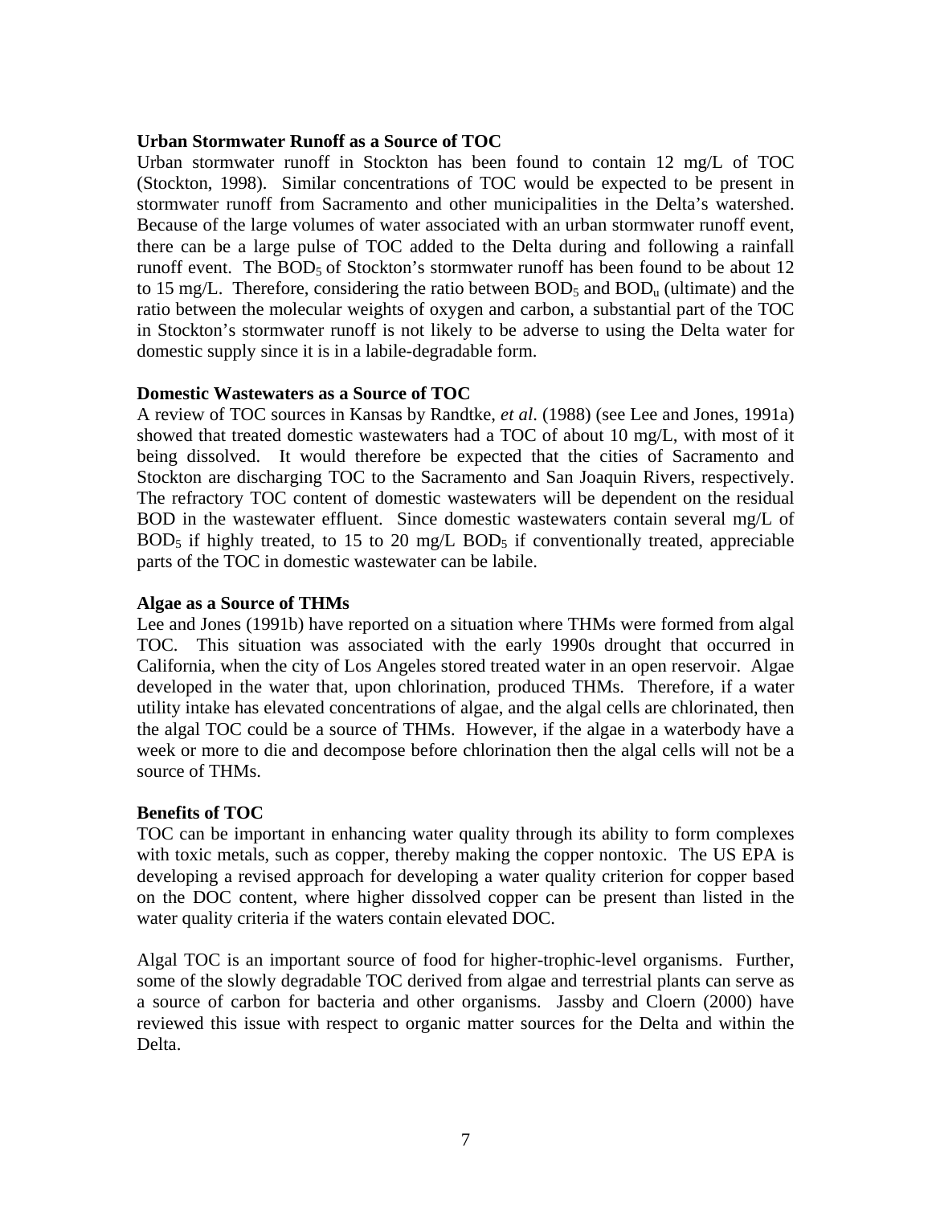**Urban Stormwater Runoff as a Source of TOC**

Urban stormwater runoff in Stockton has been found to contain 12 mg/L of TOC (Stockton, 1998). Similar concentrations of TOC would be expected to be present in stormwater runoff from Sacramento and other municipalities in the Delta's watershed. Because of the large volumes of water associated with an urban stormwater runoff event, there can be a large pulse of TOC added to the Delta during and following a rainfall runoff event. The $BOD_5$ of Stockton's stormwater runoff has been found to be about 12 to 15 mg/L. Therefore, considering the ratio between $BOD_5$ and $BOD_u$ (ultimate) and the ratio between the molecular weights of oxygen and carbon, a substantial part of the TOC in Stockton's stormwater runoff is not likely to be adverse to using the Delta water for domestic supply since it is in a labile-degradable form.

**Domestic Wastewaters as a Source of TOC**

A review of TOC sources in Kansas by Randtke, *et al*. (1988) (see Lee and Jones, 1991a) showed that treated domestic wastewaters had a TOC of about 10 mg/L, with most of it being dissolved. It would therefore be expected that the cities of Sacramento and Stockton are discharging TOC to the Sacramento and San Joaquin Rivers, respectively. The refractory TOC content of domestic wastewaters will be dependent on the residual BOD in the wastewater effluent. Since domestic wastewaters contain several mg/L of $BOD_5$ if highly treated, to 15 to 20 mg/L $BOD_5$ if conventionally treated, appreciable parts of the TOC in domestic wastewater can be labile.

**Algae as a Source of THMs**

Lee and Jones (1991b) have reported on a situation where THMs were formed from algal TOC. This situation was associated with the early 1990s drought that occurred in California, when the city of Los Angeles stored treated water in an open reservoir. Algae developed in the water that, upon chlorination, produced THMs. Therefore, if a water utility intake has elevated concentrations of algae, and the algal cells are chlorinated, then the algal TOC could be a source of THMs. However, if the algae in a waterbody have a week or more to die and decompose before chlorination then the algal cells will not be a source of THMs.

**Benefits of TOC**

TOC can be important in enhancing water quality through its ability to form complexes with toxic metals, such as copper, thereby making the copper nontoxic. The US EPA is developing a revised approach for developing a water quality criterion for copper based on the DOC content, where higher dissolved copper can be present than listed in the water quality criteria if the waters contain elevated DOC.

Algal TOC is an important source of food for higher-trophic-level organisms. Further, some of the slowly degradable TOC derived from algae and terrestrial plants can serve as a source of carbon for bacteria and other organisms. Jassby and Cloern (2000) have reviewed this issue with respect to organic matter sources for the Delta and within the Delta.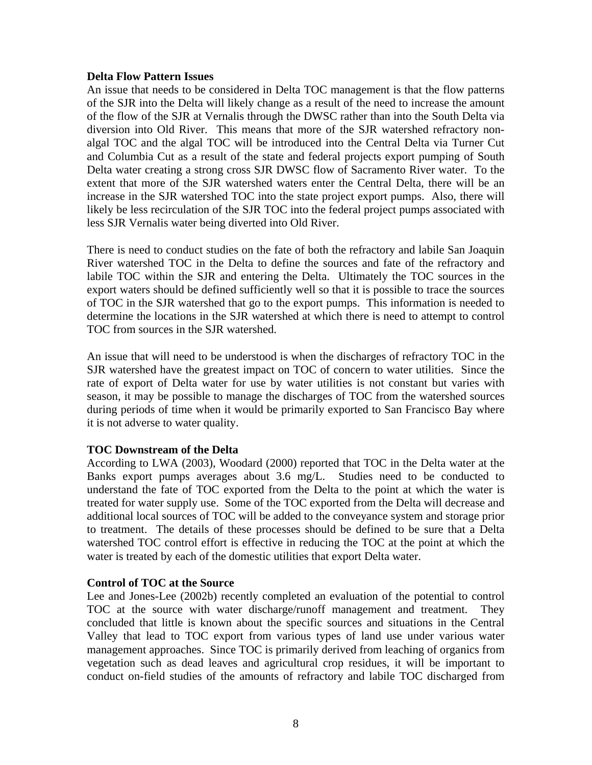**Delta Flow Pattern Issues**

An issue that needs to be considered in Delta TOC management is that the flow patterns of the SJR into the Delta will likely change as a result of the need to increase the amount of the flow of the SJR at Vernalis through the DWSC rather than into the South Delta via diversion into Old River. This means that more of the SJR watershed refractory non-algal TOC and the algal TOC will be introduced into the Central Delta via Turner Cut and Columbia Cut as a result of the state and federal projects export pumping of South Delta water creating a strong cross SJR DWSC flow of Sacramento River water. To the extent that more of the SJR watershed waters enter the Central Delta, there will be an increase in the SJR watershed TOC into the state project export pumps. Also, there will likely be less recirculation of the SJR TOC into the federal project pumps associated with less SJR Vernalis water being diverted into Old River.

There is need to conduct studies on the fate of both the refractory and labile San Joaquin River watershed TOC in the Delta to define the sources and fate of the refractory and labile TOC within the SJR and entering the Delta. Ultimately the TOC sources in the export waters should be defined sufficiently well so that it is possible to trace the sources of TOC in the SJR watershed that go to the export pumps. This information is needed to determine the locations in the SJR watershed at which there is need to attempt to control TOC from sources in the SJR watershed.

An issue that will need to be understood is when the discharges of refractory TOC in the SJR watershed have the greatest impact on TOC of concern to water utilities. Since the rate of export of Delta water for use by water utilities is not constant but varies with season, it may be possible to manage the discharges of TOC from the watershed sources during periods of time when it would be primarily exported to San Francisco Bay where it is not adverse to water quality.

**TOC Downstream of the Delta**

According to LWA (2003), Woodard (2000) reported that TOC in the Delta water at the Banks export pumps averages about 3.6 mg/L. Studies need to be conducted to understand the fate of TOC exported from the Delta to the point at which the water is treated for water supply use. Some of the TOC exported from the Delta will decrease and additional local sources of TOC will be added to the conveyance system and storage prior to treatment. The details of these processes should be defined to be sure that a Delta watershed TOC control effort is effective in reducing the TOC at the point at which the water is treated by each of the domestic utilities that export Delta water.

**Control of TOC at the Source**

Lee and Jones-Lee (2002b) recently completed an evaluation of the potential to control TOC at the source with water discharge/runoff management and treatment. They concluded that little is known about the specific sources and situations in the Central Valley that lead to TOC export from various types of land use under various water management approaches. Since TOC is primarily derived from leaching of organics from vegetation such as dead leaves and agricultural crop residues, it will be important to conduct on-field studies of the amounts of refractory and labile TOC discharged from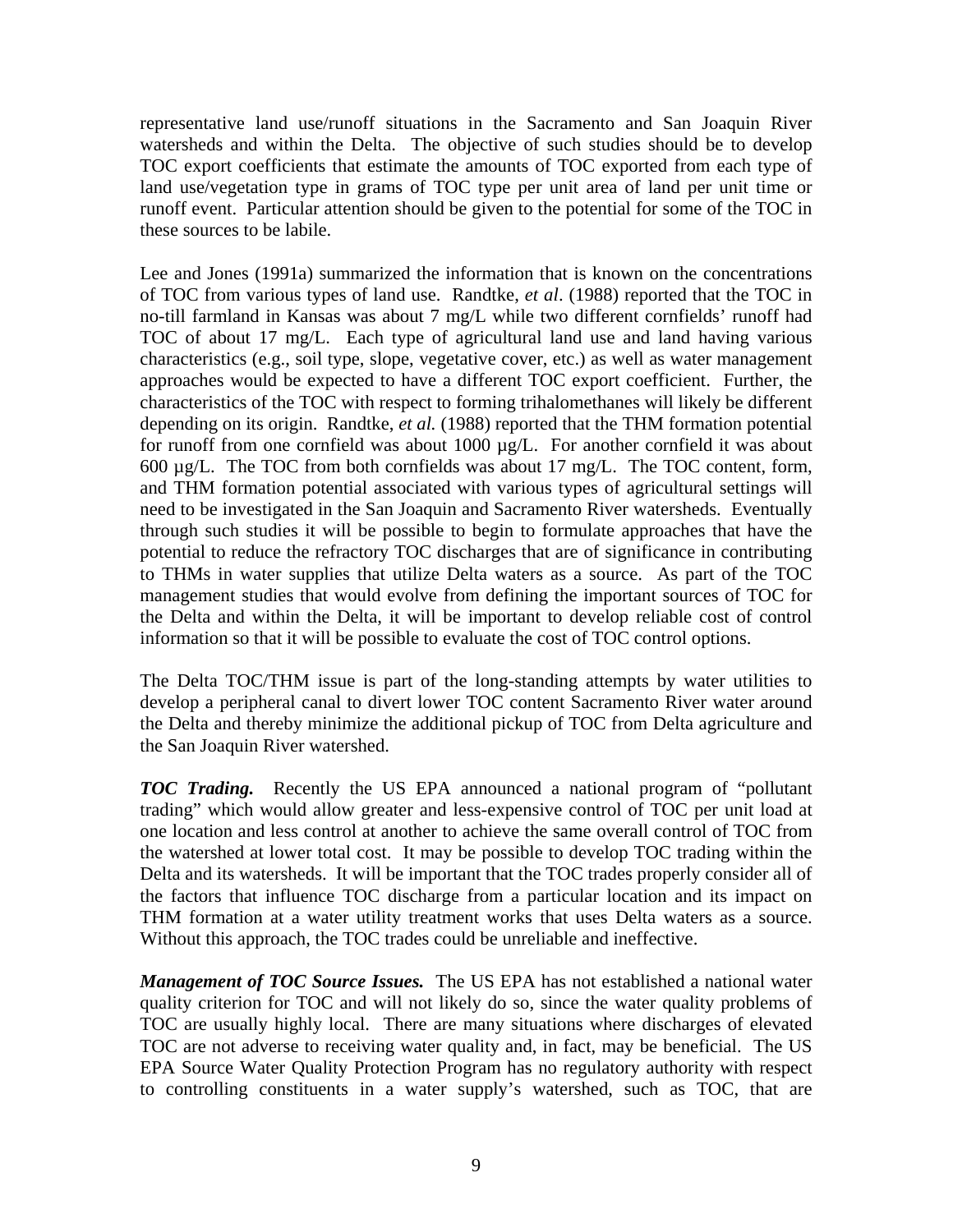representative land use/runoff situations in the Sacramento and San Joaquin River watersheds and within the Delta. The objective of such studies should be to develop TOC export coefficients that estimate the amounts of TOC exported from each type of land use/vegetation type in grams of TOC type per unit area of land per unit time or runoff event. Particular attention should be given to the potential for some of the TOC in these sources to be labile.

Lee and Jones (1991a) summarized the information that is known on the concentrations of TOC from various types of land use. Randtke, *et al*. (1988) reported that the TOC in no-till farmland in Kansas was about 7 mg/L while two different cornfields' runoff had TOC of about 17 mg/L. Each type of agricultural land use and land having various characteristics (e.g., soil type, slope, vegetative cover, etc.) as well as water management approaches would be expected to have a different TOC export coefficient. Further, the characteristics of the TOC with respect to forming trihalomethanes will likely be different depending on its origin. Randtke, *et al.* (1988) reported that the THM formation potential for runoff from one cornfield was about 1000 µg/L. For another cornfield it was about 600 µg/L. The TOC from both cornfields was about 17 mg/L. The TOC content, form, and THM formation potential associated with various types of agricultural settings will need to be investigated in the San Joaquin and Sacramento River watersheds. Eventually through such studies it will be possible to begin to formulate approaches that have the potential to reduce the refractory TOC discharges that are of significance in contributing to THMs in water supplies that utilize Delta waters as a source. As part of the TOC management studies that would evolve from defining the important sources of TOC for the Delta and within the Delta, it will be important to develop reliable cost of control information so that it will be possible to evaluate the cost of TOC control options.

The Delta TOC/THM issue is part of the long-standing attempts by water utilities to develop a peripheral canal to divert lower TOC content Sacramento River water around the Delta and thereby minimize the additional pickup of TOC from Delta agriculture and the San Joaquin River watershed.

***TOC Trading.*** Recently the US EPA announced a national program of "pollutant trading" which would allow greater and less-expensive control of TOC per unit load at one location and less control at another to achieve the same overall control of TOC from the watershed at lower total cost. It may be possible to develop TOC trading within the Delta and its watersheds. It will be important that the TOC trades properly consider all of the factors that influence TOC discharge from a particular location and its impact on THM formation at a water utility treatment works that uses Delta waters as a source. Without this approach, the TOC trades could be unreliable and ineffective.

***Management of TOC Source Issues.*** The US EPA has not established a national water quality criterion for TOC and will not likely do so, since the water quality problems of TOC are usually highly local. There are many situations where discharges of elevated TOC are not adverse to receiving water quality and, in fact, may be beneficial. The US EPA Source Water Quality Protection Program has no regulatory authority with respect to controlling constituents in a water supply's watershed, such as TOC, that are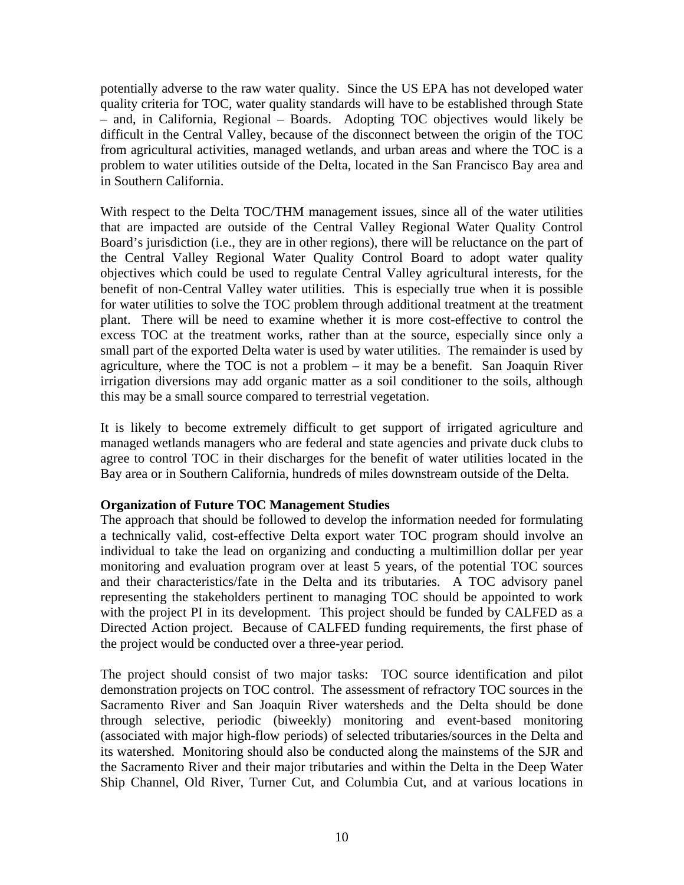potentially adverse to the raw water quality. Since the US EPA has not developed water quality criteria for TOC, water quality standards will have to be established through State – and, in California, Regional – Boards. Adopting TOC objectives would likely be difficult in the Central Valley, because of the disconnect between the origin of the TOC from agricultural activities, managed wetlands, and urban areas and where the TOC is a problem to water utilities outside of the Delta, located in the San Francisco Bay area and in Southern California.

With respect to the Delta TOC/THM management issues, since all of the water utilities that are impacted are outside of the Central Valley Regional Water Quality Control Board's jurisdiction (i.e., they are in other regions), there will be reluctance on the part of the Central Valley Regional Water Quality Control Board to adopt water quality objectives which could be used to regulate Central Valley agricultural interests, for the benefit of non-Central Valley water utilities. This is especially true when it is possible for water utilities to solve the TOC problem through additional treatment at the treatment plant. There will be need to examine whether it is more cost-effective to control the excess TOC at the treatment works, rather than at the source, especially since only a small part of the exported Delta water is used by water utilities. The remainder is used by agriculture, where the TOC is not a problem – it may be a benefit. San Joaquin River irrigation diversions may add organic matter as a soil conditioner to the soils, although this may be a small source compared to terrestrial vegetation.

It is likely to become extremely difficult to get support of irrigated agriculture and managed wetlands managers who are federal and state agencies and private duck clubs to agree to control TOC in their discharges for the benefit of water utilities located in the Bay area or in Southern California, hundreds of miles downstream outside of the Delta.

**Organization of Future TOC Management Studies**

The approach that should be followed to develop the information needed for formulating a technically valid, cost-effective Delta export water TOC program should involve an individual to take the lead on organizing and conducting a multimillion dollar per year monitoring and evaluation program over at least 5 years, of the potential TOC sources and their characteristics/fate in the Delta and its tributaries. A TOC advisory panel representing the stakeholders pertinent to managing TOC should be appointed to work with the project PI in its development. This project should be funded by CALFED as a Directed Action project. Because of CALFED funding requirements, the first phase of the project would be conducted over a three-year period.

The project should consist of two major tasks: TOC source identification and pilot demonstration projects on TOC control. The assessment of refractory TOC sources in the Sacramento River and San Joaquin River watersheds and the Delta should be done through selective, periodic (biweekly) monitoring and event-based monitoring (associated with major high-flow periods) of selected tributaries/sources in the Delta and its watershed. Monitoring should also be conducted along the mainstems of the SJR and the Sacramento River and their major tributaries and within the Delta in the Deep Water Ship Channel, Old River, Turner Cut, and Columbia Cut, and at various locations in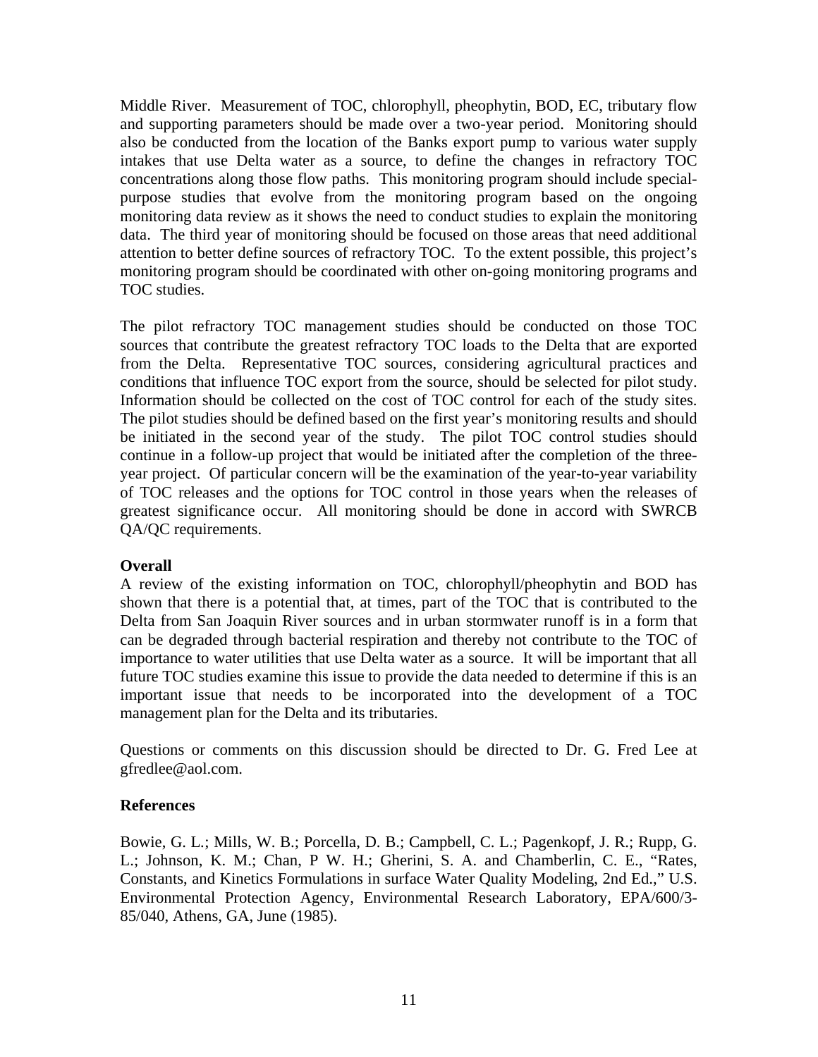Middle River. Measurement of TOC, chlorophyll, pheophytin, BOD, EC, tributary flow and supporting parameters should be made over a two-year period. Monitoring should also be conducted from the location of the Banks export pump to various water supply intakes that use Delta water as a source, to define the changes in refractory TOC concentrations along those flow paths. This monitoring program should include special-purpose studies that evolve from the monitoring program based on the ongoing monitoring data review as it shows the need to conduct studies to explain the monitoring data. The third year of monitoring should be focused on those areas that need additional attention to better define sources of refractory TOC. To the extent possible, this project's monitoring program should be coordinated with other on-going monitoring programs and TOC studies.

The pilot refractory TOC management studies should be conducted on those TOC sources that contribute the greatest refractory TOC loads to the Delta that are exported from the Delta. Representative TOC sources, considering agricultural practices and conditions that influence TOC export from the source, should be selected for pilot study. Information should be collected on the cost of TOC control for each of the study sites. The pilot studies should be defined based on the first year's monitoring results and should be initiated in the second year of the study. The pilot TOC control studies should continue in a follow-up project that would be initiated after the completion of the three-year project. Of particular concern will be the examination of the year-to-year variability of TOC releases and the options for TOC control in those years when the releases of greatest significance occur. All monitoring should be done in accord with SWRCB QA/QC requirements.

**Overall**

A review of the existing information on TOC, chlorophyll/pheophytin and BOD has shown that there is a potential that, at times, part of the TOC that is contributed to the Delta from San Joaquin River sources and in urban stormwater runoff is in a form that can be degraded through bacterial respiration and thereby not contribute to the TOC of importance to water utilities that use Delta water as a source. It will be important that all future TOC studies examine this issue to provide the data needed to determine if this is an important issue that needs to be incorporated into the development of a TOC management plan for the Delta and its tributaries.

Questions or comments on this discussion should be directed to Dr. G. Fred Lee at gfredlee@aol.com.

**References**

Bowie, G. L.; Mills, W. B.; Porcella, D. B.; Campbell, C. L.; Pagenkopf, J. R.; Rupp, G. L.; Johnson, K. M.; Chan, P W. H.; Gherini, S. A. and Chamberlin, C. E., "Rates, Constants, and Kinetics Formulations in surface Water Quality Modeling, 2nd Ed.," U.S. Environmental Protection Agency, Environmental Research Laboratory, EPA/600/3-85/040, Athens, GA, June (1985).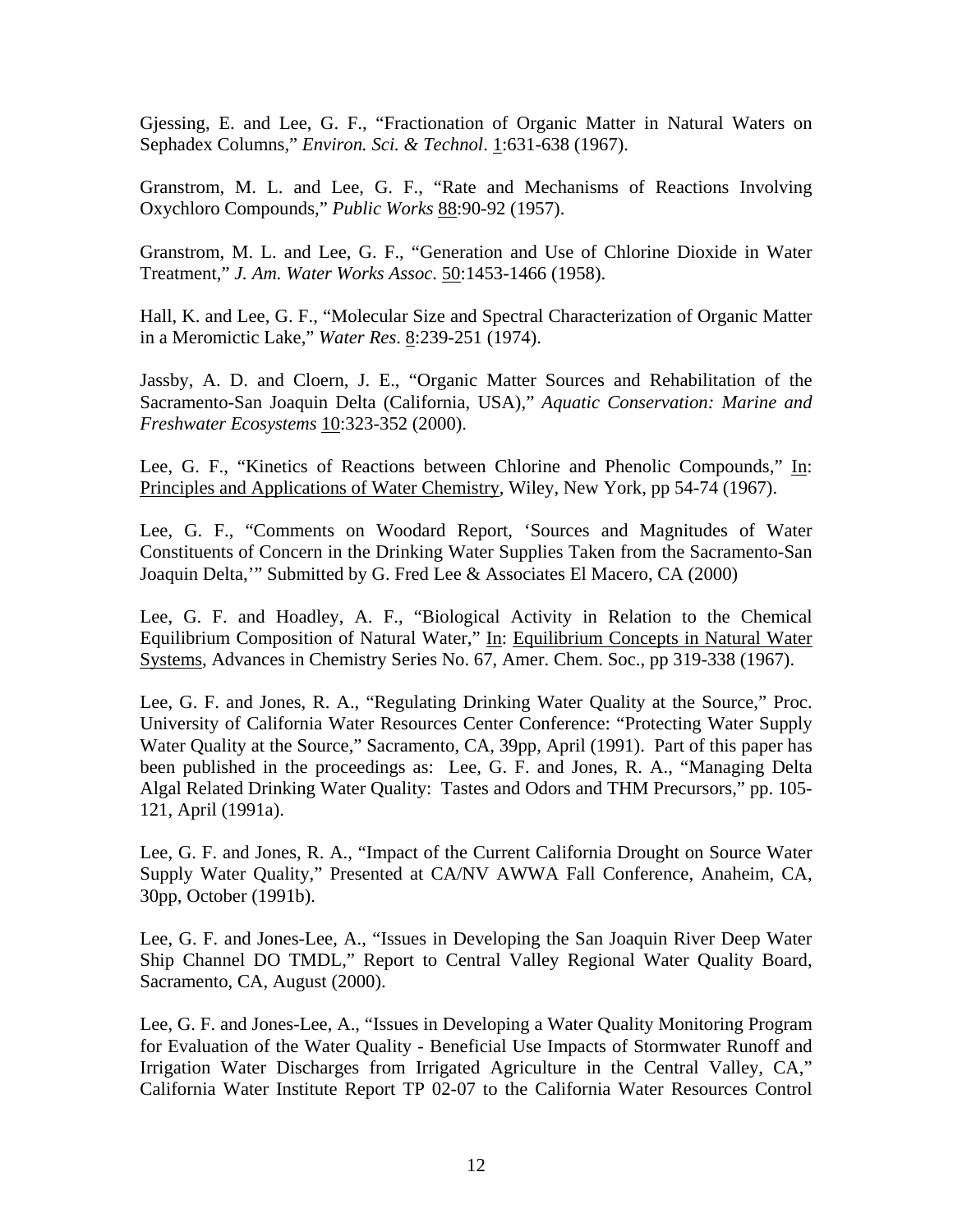Gjessing, E. and Lee, G. F., "Fractionation of Organic Matter in Natural Waters on Sephadex Columns," *Environ. Sci. & Technol*. 1:631-638 (1967).

Granstrom, M. L. and Lee, G. F., "Rate and Mechanisms of Reactions Involving Oxychloro Compounds," *Public Works* 88:90-92 (1957).

Granstrom, M. L. and Lee, G. F., "Generation and Use of Chlorine Dioxide in Water Treatment," *J. Am. Water Works Assoc*. 50:1453-1466 (1958).

Hall, K. and Lee, G. F., "Molecular Size and Spectral Characterization of Organic Matter in a Meromictic Lake," *Water Res*. 8:239-251 (1974).

Jassby, A. D. and Cloern, J. E., "Organic Matter Sources and Rehabilitation of the Sacramento-San Joaquin Delta (California, USA)," *Aquatic Conservation: Marine and Freshwater Ecosystems* 10:323-352 (2000).

Lee, G. F., "Kinetics of Reactions between Chlorine and Phenolic Compounds," In: Principles and Applications of Water Chemistry, Wiley, New York, pp 54-74 (1967).

Lee, G. F., "Comments on Woodard Report, 'Sources and Magnitudes of Water Constituents of Concern in the Drinking Water Supplies Taken from the Sacramento-San Joaquin Delta,'" Submitted by G. Fred Lee & Associates El Macero, CA (2000)

Lee, G. F. and Hoadley, A. F., "Biological Activity in Relation to the Chemical Equilibrium Composition of Natural Water," In: Equilibrium Concepts in Natural Water Systems, Advances in Chemistry Series No. 67, Amer. Chem. Soc., pp 319-338 (1967).

Lee, G. F. and Jones, R. A., "Regulating Drinking Water Quality at the Source," Proc. University of California Water Resources Center Conference: "Protecting Water Supply Water Quality at the Source," Sacramento, CA, 39pp, April (1991). Part of this paper has been published in the proceedings as: Lee, G. F. and Jones, R. A., "Managing Delta Algal Related Drinking Water Quality: Tastes and Odors and THM Precursors," pp. 105-121, April (1991a).

Lee, G. F. and Jones, R. A., "Impact of the Current California Drought on Source Water Supply Water Quality," Presented at CA/NV AWWA Fall Conference, Anaheim, CA, 30pp, October (1991b).

Lee, G. F. and Jones-Lee, A., "Issues in Developing the San Joaquin River Deep Water Ship Channel DO TMDL," Report to Central Valley Regional Water Quality Board, Sacramento, CA, August (2000).

Lee, G. F. and Jones-Lee, A., "Issues in Developing a Water Quality Monitoring Program for Evaluation of the Water Quality - Beneficial Use Impacts of Stormwater Runoff and Irrigation Water Discharges from Irrigated Agriculture in the Central Valley, CA," California Water Institute Report TP 02-07 to the California Water Resources Control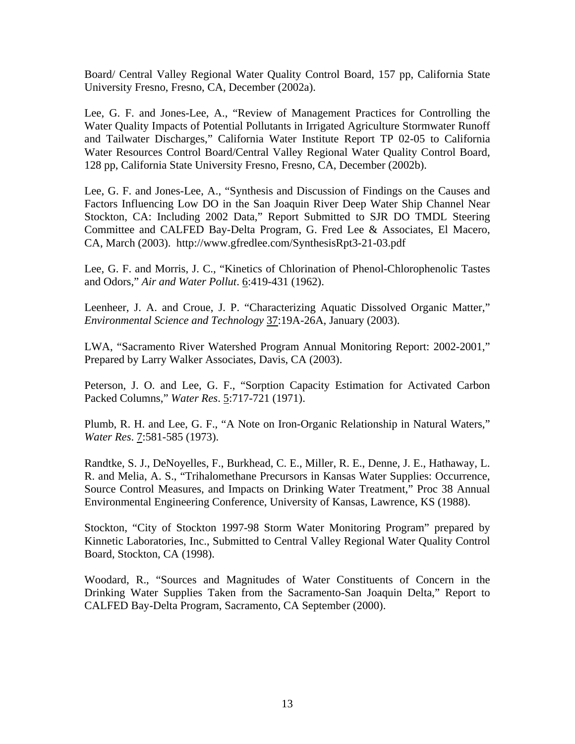Board/ Central Valley Regional Water Quality Control Board, 157 pp, California State University Fresno, Fresno, CA, December (2002a).

Lee, G. F. and Jones-Lee, A., "Review of Management Practices for Controlling the Water Quality Impacts of Potential Pollutants in Irrigated Agriculture Stormwater Runoff and Tailwater Discharges," California Water Institute Report TP 02-05 to California Water Resources Control Board/Central Valley Regional Water Quality Control Board, 128 pp, California State University Fresno, Fresno, CA, December (2002b).

Lee, G. F. and Jones-Lee, A., "Synthesis and Discussion of Findings on the Causes and Factors Influencing Low DO in the San Joaquin River Deep Water Ship Channel Near Stockton, CA: Including 2002 Data," Report Submitted to SJR DO TMDL Steering Committee and CALFED Bay-Delta Program, G. Fred Lee & Associates, El Macero, CA, March (2003). http://www.gfredlee.com/SynthesisRpt3-21-03.pdf

Lee, G. F. and Morris, J. C., "Kinetics of Chlorination of Phenol-Chlorophenolic Tastes and Odors," *Air and Water Pollut*. 6:419-431 (1962).

Leenheer, J. A. and Croue, J. P. "Characterizing Aquatic Dissolved Organic Matter," *Environmental Science and Technology* 37:19A-26A, January (2003).

LWA, "Sacramento River Watershed Program Annual Monitoring Report: 2002-2001," Prepared by Larry Walker Associates, Davis, CA (2003).

Peterson, J. O. and Lee, G. F., "Sorption Capacity Estimation for Activated Carbon Packed Columns," *Water Res*. 5:717-721 (1971).

Plumb, R. H. and Lee, G. F., "A Note on Iron-Organic Relationship in Natural Waters," *Water Res*. 7:581-585 (1973).

Randtke, S. J., DeNoyelles, F., Burkhead, C. E., Miller, R. E., Denne, J. E., Hathaway, L. R. and Melia, A. S., "Trihalomethane Precursors in Kansas Water Supplies: Occurrence, Source Control Measures, and Impacts on Drinking Water Treatment," Proc 38 Annual Environmental Engineering Conference, University of Kansas, Lawrence, KS (1988).

Stockton, "City of Stockton 1997-98 Storm Water Monitoring Program" prepared by Kinnetic Laboratories, Inc., Submitted to Central Valley Regional Water Quality Control Board, Stockton, CA (1998).

Woodard, R., "Sources and Magnitudes of Water Constituents of Concern in the Drinking Water Supplies Taken from the Sacramento-San Joaquin Delta," Report to CALFED Bay-Delta Program, Sacramento, CA September (2000).